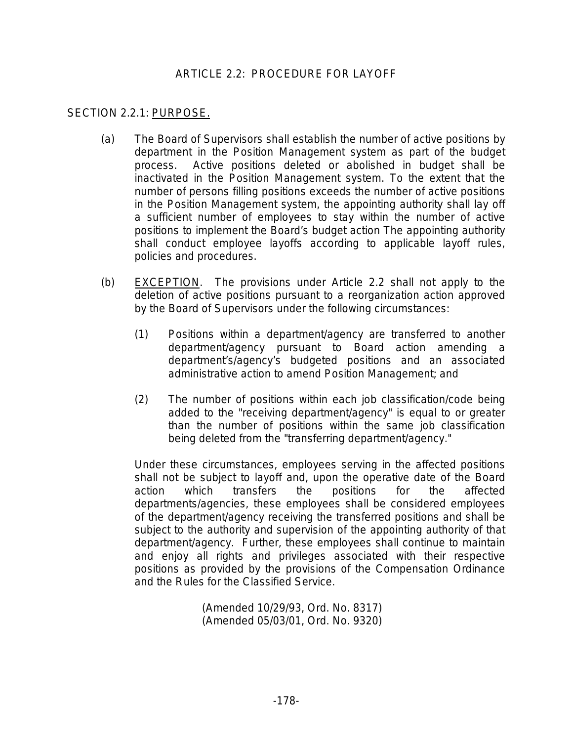# ARTICLE 2.2: PROCEDURE FOR LAYOFF

## SECTION 2.2.1: PURPOSE.

(a) The Board of Supervisors shall establish the number of active positions by department in the Position Management system as part of the budget process. Active positions deleted or abolished in budget shall be inactivated in the Position Management system. To the extent that the number of persons filling positions exceeds the number of active positions in the Position Management system, the appointing authority shall lay off a sufficient number of employees to stay within the number of active positions to implement the Board's budget action The appointing authority shall conduct employee layoffs according to applicable layoff rules, policies and procedures.

(b) EXCEPTION. The provisions under Article 2.2 shall not apply to the deletion of active positions pursuant to a reorganization action approved by the Board of Supervisors under the following circumstances:

(1) Positions within a department/agency are transferred to another department/agency pursuant to Board action amending a department's/agency's budgeted positions and an associated administrative action to amend Position Management; and

(2) The number of positions within each job classification/code being added to the "receiving department/agency" is equal to or greater than the number of positions within the same job classification being deleted from the "transferring department/agency."

Under these circumstances, employees serving in the affected positions shall not be subject to layoff and, upon the operative date of the Board action which transfers the positions for the affected departments/agencies, these employees shall be considered employees of the department/agency receiving the transferred positions and shall be subject to the authority and supervision of the appointing authority of that department/agency. Further, these employees shall continue to maintain and enjoy all rights and privileges associated with their respective positions as provided by the provisions of the Compensation Ordinance and the Rules for the Classified Service.

(Amended 10/29/93, Ord. No. 8317)
(Amended 05/03/01, Ord. No. 9320)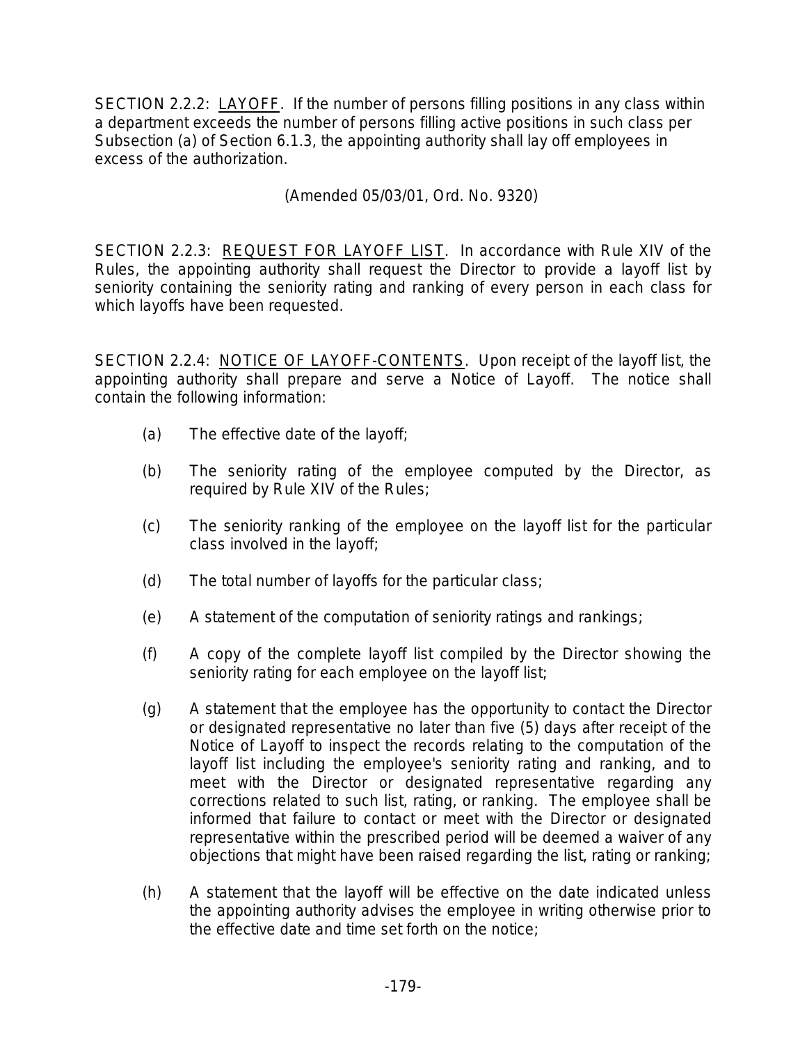SECTION 2.2.2: LAYOFF. If the number of persons filling positions in any class within a department exceeds the number of persons filling active positions in such class per Subsection (a) of Section 6.1.3, the appointing authority shall lay off employees in excess of the authorization.

(Amended 05/03/01, Ord. No. 9320)

SECTION 2.2.3: REQUEST FOR LAYOFF LIST. In accordance with Rule XIV of the Rules, the appointing authority shall request the Director to provide a layoff list by seniority containing the seniority rating and ranking of every person in each class for which layoffs have been requested.

SECTION 2.2.4: NOTICE OF LAYOFF-CONTENTS. Upon receipt of the layoff list, the appointing authority shall prepare and serve a Notice of Layoff. The notice shall contain the following information:

(a) The effective date of the layoff;

(b) The seniority rating of the employee computed by the Director, as required by Rule XIV of the Rules;

(c) The seniority ranking of the employee on the layoff list for the particular class involved in the layoff;

(d) The total number of layoffs for the particular class;

(e) A statement of the computation of seniority ratings and rankings;

(f) A copy of the complete layoff list compiled by the Director showing the seniority rating for each employee on the layoff list;

(g) A statement that the employee has the opportunity to contact the Director or designated representative no later than five (5) days after receipt of the Notice of Layoff to inspect the records relating to the computation of the layoff list including the employee's seniority rating and ranking, and to meet with the Director or designated representative regarding any corrections related to such list, rating, or ranking. The employee shall be informed that failure to contact or meet with the Director or designated representative within the prescribed period will be deemed a waiver of any objections that might have been raised regarding the list, rating or ranking;

(h) A statement that the layoff will be effective on the date indicated unless the appointing authority advises the employee in writing otherwise prior to the effective date and time set forth on the notice;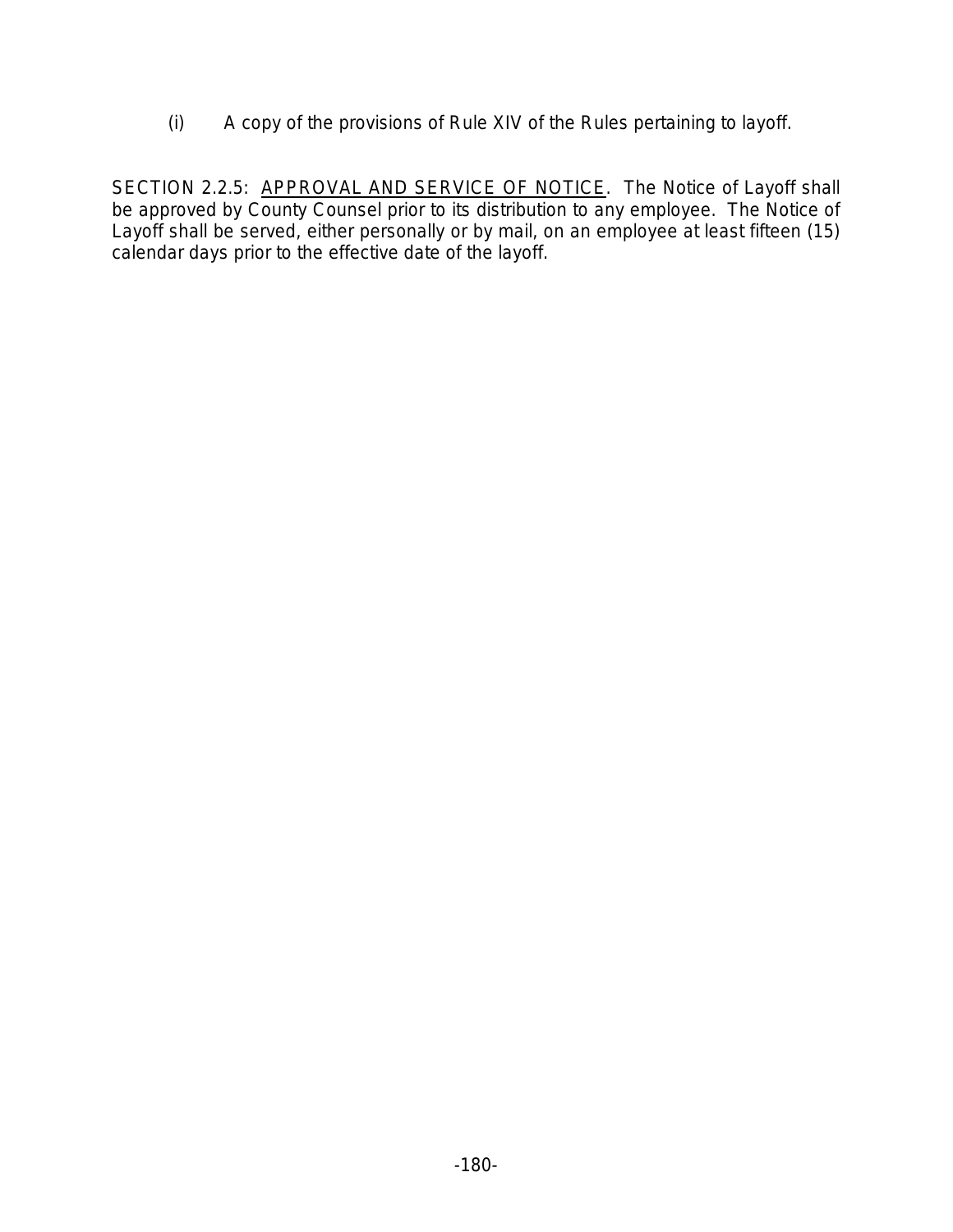(i) A copy of the provisions of Rule XIV of the Rules pertaining to layoff.

SECTION 2.2.5: APPROVAL AND SERVICE OF NOTICE. The Notice of Layoff shall be approved by County Counsel prior to its distribution to any employee. The Notice of Layoff shall be served, either personally or by mail, on an employee at least fifteen (15) calendar days prior to the effective date of the layoff.